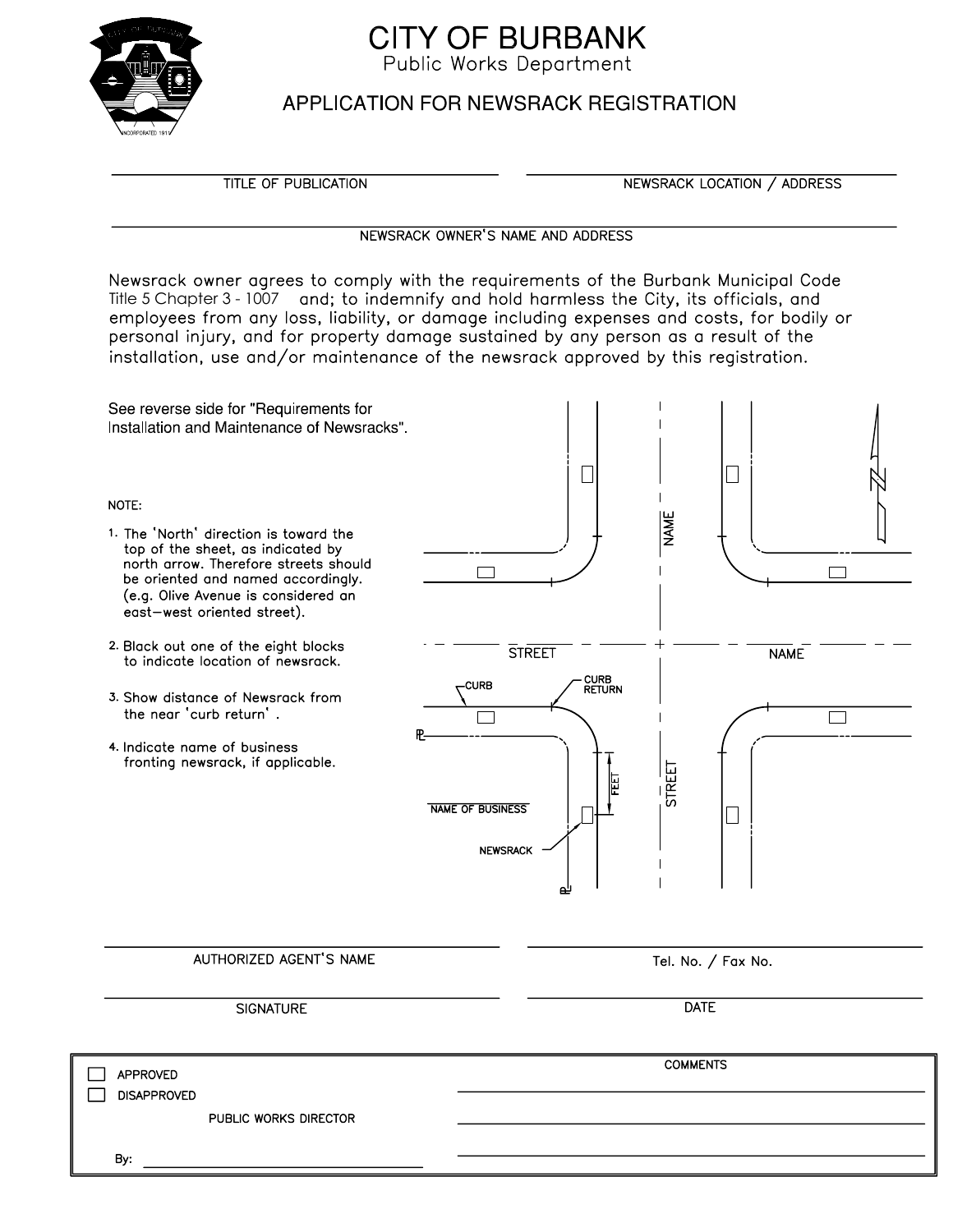# CITY OF BURBANK

Public Works Department

## APPLICATION FOR NEWSRACK REGISTRATION

______________________________ TITLE OF PUBLICATION

______________________________ NEWSRACK LOCATION / ADDRESS

______________________________ NEWSRACK OWNER'S NAME AND ADDRESS

Newsrack owner agrees to comply with the requirements of the Burbank Municipal Code Title 5 Chapter 3 - 1007 and; to indemnify and hold harmless the City, its officials, and employees from any loss, liability, or damage including expenses and costs, for bodily or personal injury, and for property damage sustained by any person as a result of the installation, use and/or maintenance of the newsrack approved by this registration.

See reverse side for "Requirements for Installation and Maintenance of Newsracks".

NOTE:

1. The 'North' direction is toward the top of the sheet, as indicated by north arrow. Therefore streets should be oriented and named accordingly. (e.g. Olive Avenue is considered an east–west oriented street).
2. Black out one of the eight blocks to indicate location of newsrack.
3. Show distance of Newsrack from the near 'curb return'.
4. Indicate name of business fronting newsrack, if applicable.

STREET NAME

STREET NAME

CURB

CURB RETURN

FEET

NAME OF BUSINESS

NEWSRACK

N

______________________________ AUTHORIZED AGENT'S NAME

______________________________ Tel. No. / Fax No.

______________________________ SIGNATURE

______________________________ DATE

☐ APPROVED

☐ DISAPPROVED

PUBLIC WORKS DIRECTOR

By: ______________________________

COMMENTS

______________________________

______________________________

______________________________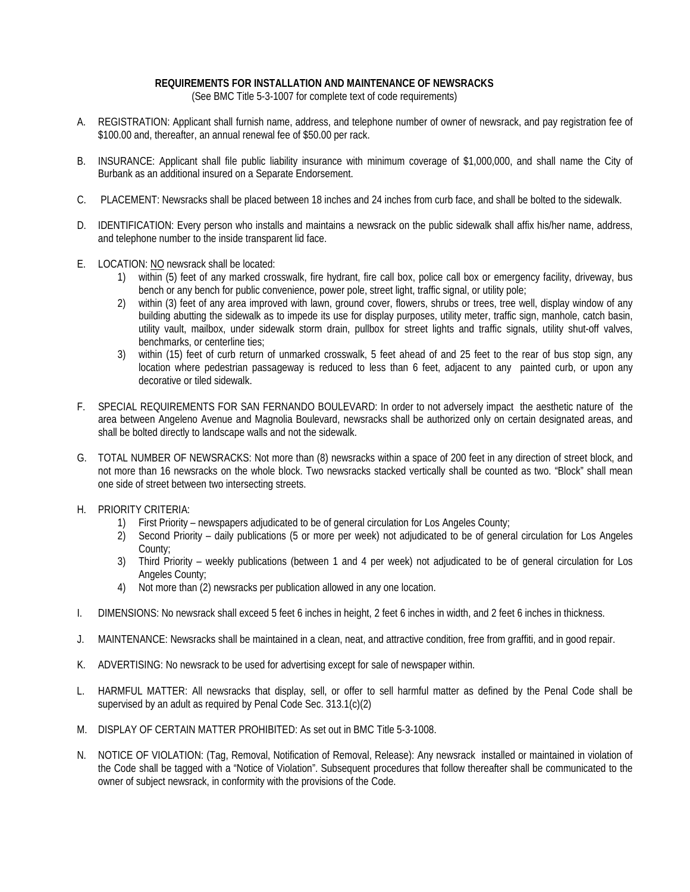**REQUIREMENTS FOR INSTALLATION AND MAINTENANCE OF NEWSRACKS**

(See BMC Title 5-3-1007 for complete text of code requirements)

A. REGISTRATION: Applicant shall furnish name, address, and telephone number of owner of newsrack, and pay registration fee of $100.00 and, thereafter, an annual renewal fee of $50.00 per rack.

B. INSURANCE: Applicant shall file public liability insurance with minimum coverage of $1,000,000, and shall name the City of Burbank as an additional insured on a Separate Endorsement.

C. PLACEMENT: Newsracks shall be placed between 18 inches and 24 inches from curb face, and shall be bolted to the sidewalk.

D. IDENTIFICATION: Every person who installs and maintains a newsrack on the public sidewalk shall affix his/her name, address, and telephone number to the inside transparent lid face.

E. LOCATION: NO newsrack shall be located:
   1) within (5) feet of any marked crosswalk, fire hydrant, fire call box, police call box or emergency facility, driveway, bus bench or any bench for public convenience, power pole, street light, traffic signal, or utility pole;
   2) within (3) feet of any area improved with lawn, ground cover, flowers, shrubs or trees, tree well, display window of any building abutting the sidewalk as to impede its use for display purposes, utility meter, traffic sign, manhole, catch basin, utility vault, mailbox, under sidewalk storm drain, pullbox for street lights and traffic signals, utility shut-off valves, benchmarks, or centerline ties;
   3) within (15) feet of curb return of unmarked crosswalk, 5 feet ahead of and 25 feet to the rear of bus stop sign, any location where pedestrian passageway is reduced to less than 6 feet, adjacent to any painted curb, or upon any decorative or tiled sidewalk.

F. SPECIAL REQUIREMENTS FOR SAN FERNANDO BOULEVARD: In order to not adversely impact the aesthetic nature of the area between Angeleno Avenue and Magnolia Boulevard, newsracks shall be authorized only on certain designated areas, and shall be bolted directly to landscape walls and not the sidewalk.

G. TOTAL NUMBER OF NEWSRACKS: Not more than (8) newsracks within a space of 200 feet in any direction of street block, and not more than 16 newsracks on the whole block. Two newsracks stacked vertically shall be counted as two. "Block" shall mean one side of street between two intersecting streets.

H. PRIORITY CRITERIA:
   1) First Priority – newspapers adjudicated to be of general circulation for Los Angeles County;
   2) Second Priority – daily publications (5 or more per week) not adjudicated to be of general circulation for Los Angeles County;
   3) Third Priority – weekly publications (between 1 and 4 per week) not adjudicated to be of general circulation for Los Angeles County;
   4) Not more than (2) newsracks per publication allowed in any one location.

I. DIMENSIONS: No newsrack shall exceed 5 feet 6 inches in height, 2 feet 6 inches in width, and 2 feet 6 inches in thickness.

J. MAINTENANCE: Newsracks shall be maintained in a clean, neat, and attractive condition, free from graffiti, and in good repair.

K. ADVERTISING: No newsrack to be used for advertising except for sale of newspaper within.

L. HARMFUL MATTER: All newsracks that display, sell, or offer to sell harmful matter as defined by the Penal Code shall be supervised by an adult as required by Penal Code Sec. 313.1(c)(2)

M. DISPLAY OF CERTAIN MATTER PROHIBITED: As set out in BMC Title 5-3-1008.

N. NOTICE OF VIOLATION: (Tag, Removal, Notification of Removal, Release): Any newsrack installed or maintained in violation of the Code shall be tagged with a "Notice of Violation". Subsequent procedures that follow thereafter shall be communicated to the owner of subject newsrack, in conformity with the provisions of the Code.